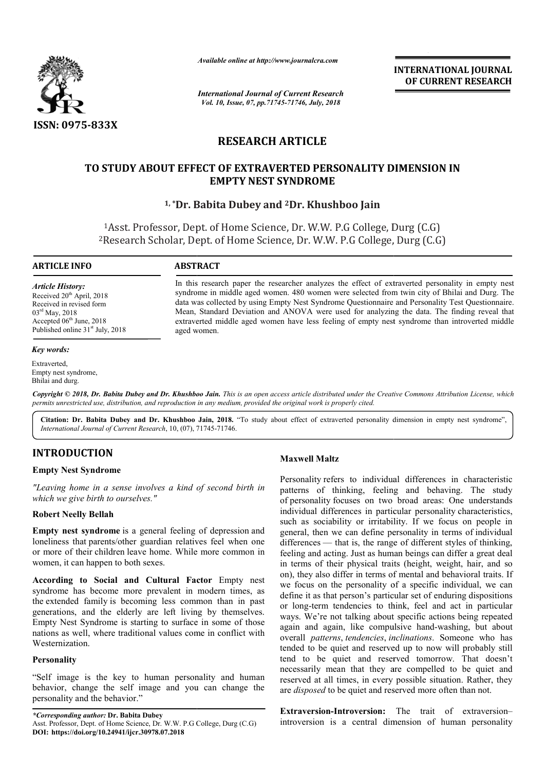ISSN: 0975-833X

*Available online at http://www.journalcra.com*

*International Journal of Current Research*
*Vol. 10, Issue, 07, pp.71745-71746, July, 2018*

**INTERNATIONAL JOURNAL OF CURRENT RESEARCH**

## RESEARCH ARTICLE

# TO STUDY ABOUT EFFECT OF EXTRAVERTED PERSONALITY DIMENSION IN EMPTY NEST SYNDROME

**[1,*]Dr. Babita Dubey and [2]Dr. Khushboo Jain**

[1]Asst. Professor, Dept. of Home Science, Dr. W.W. P.G College, Durg (C.G)
[2]Research Scholar, Dept. of Home Science, Dr. W.W. P.G College, Durg (C.G)

### ARTICLE INFO

*Article History:*
Received 20th April, 2018
Received in revised form
03rd May, 2018
Accepted 06th June, 2018
Published online 31st July, 2018

*Key words:*
Extraverted,
Empty nest syndrome,
Bhilai and durg.

### ABSTRACT

In this research paper the researcher analyzes the effect of extraverted personality in empty nest syndrome in middle aged women. 480 women were selected from twin city of Bhilai and Durg. The data was collected by using Empty Nest Syndrome Questionnaire and Personality Test Questionnaire. Mean, Standard Deviation and ANOVA were used for analyzing the data. The finding reveal that extraverted middle aged women have less feeling of empty nest syndrome than introverted middle aged women.

*Copyright © 2018, Dr. Babita Dubey and Dr. Khushboo Jain. This is an open access article distributed under the Creative Commons Attribution License, which permits unrestricted use, distribution, and reproduction in any medium, provided the original work is properly cited.*

**Citation: Dr. Babita Dubey and Dr. Khushboo Jain, 2018.** "To study about effect of extraverted personality dimension in empty nest syndrome", *International Journal of Current Research*, 10, (07), 71745-71746.

## INTRODUCTION

### Empty Nest Syndrome

*"Leaving home in a sense involves a kind of second birth in which we give birth to ourselves."*

**Robert Neelly Bellah**

**Empty nest syndrome** is a general feeling of depression and loneliness that parents/other guardian relatives feel when one or more of their children leave home. While more common in women, it can happen to both sexes.

**According to Social and Cultural Factor** Empty nest syndrome has become more prevalent in modern times, as the extended family is becoming less common than in past generations, and the elderly are left living by themselves. Empty Nest Syndrome is starting to surface in some of those nations as well, where traditional values come in conflict with Westernization.

### Personality

"Self image is the key to human personality and human behavior, change the self image and you can change the personality and the behavior."

**Maxwell Maltz**

Personality refers to individual differences in characteristic patterns of thinking, feeling and behaving. The study of personality focuses on two broad areas: One understands individual differences in particular personality characteristics, such as sociability or irritability. If we focus on people in general, then we can define personality in terms of individual differences — that is, the range of different styles of thinking, feeling and acting. Just as human beings can differ a great deal in terms of their physical traits (height, weight, hair, and so on), they also differ in terms of mental and behavioral traits. If we focus on the personality of a specific individual, we can define it as that person's particular set of enduring dispositions or long-term tendencies to think, feel and act in particular ways. We're not talking about specific actions being repeated again and again, like compulsive hand-washing, but about overall *patterns*, *tendencies*, *inclinations*. Someone who has tended to be quiet and reserved up to now will probably still tend to be quiet and reserved tomorrow. That doesn't necessarily mean that they are compelled to be quiet and reserved at all times, in every possible situation. Rather, they are *disposed* to be quiet and reserved more often than not.

**Extraversion-Introversion:** The trait of extraversion–introversion is a central dimension of human personality

*\*Corresponding author:* **Dr. Babita Dubey**
Asst. Professor, Dept. of Home Science, Dr. W.W. P.G College, Durg (C.G)
**DOI: https://doi.org/10.24941/ijcr.30978.07.2018**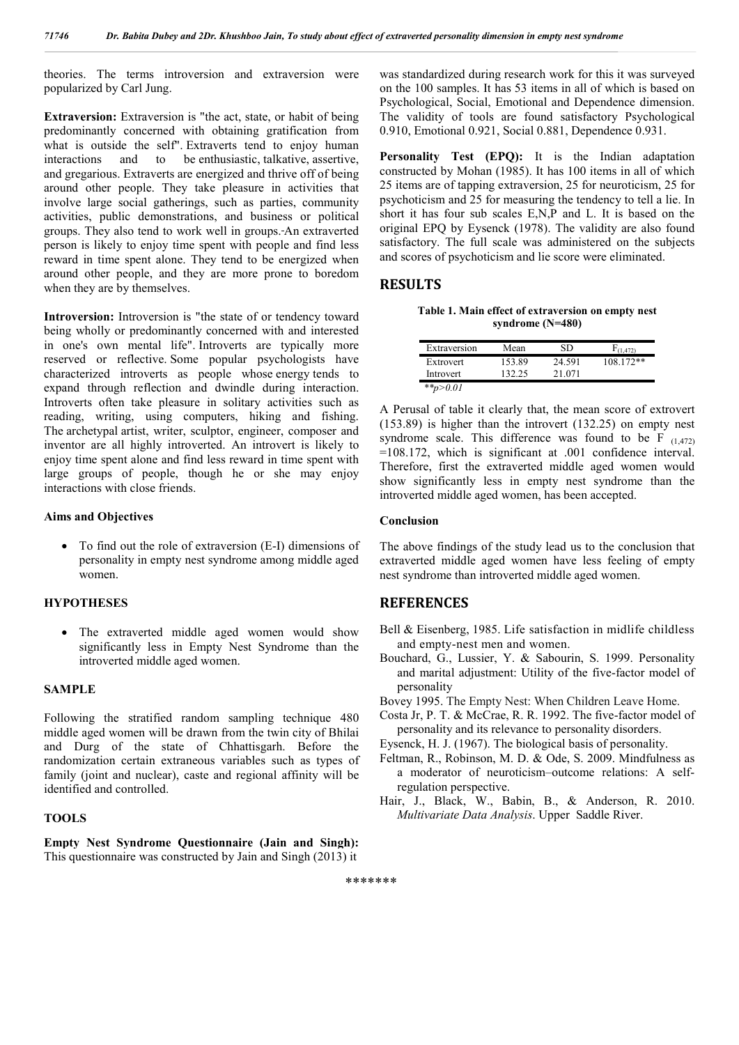theories. The terms introversion and extraversion were popularized by Carl Jung.

**Extraversion:** Extraversion is "the act, state, or habit of being predominantly concerned with obtaining gratification from what is outside the self". Extraverts tend to enjoy human interactions and to be enthusiastic, talkative, assertive, and gregarious. Extraverts are energized and thrive off of being around other people. They take pleasure in activities that involve large social gatherings, such as parties, community activities, public demonstrations, and business or political groups. They also tend to work well in groups.-An extraverted person is likely to enjoy time spent with people and find less reward in time spent alone. They tend to be energized when around other people, and they are more prone to boredom when they are by themselves.

**Introversion:** Introversion is "the state of or tendency toward being wholly or predominantly concerned with and interested in one's own mental life". Introverts are typically more reserved or reflective. Some popular psychologists have characterized introverts as people whose energy tends to expand through reflection and dwindle during interaction. Introverts often take pleasure in solitary activities such as reading, writing, using computers, hiking and fishing. The archetypal artist, writer, sculptor, engineer, composer and inventor are all highly introverted. An introvert is likely to enjoy time spent alone and find less reward in time spent with large groups of people, though he or she may enjoy interactions with close friends.

### Aims and Objectives

- To find out the role of extraversion (E-I) dimensions of personality in empty nest syndrome among middle aged women.

### HYPOTHESES

- The extraverted middle aged women would show significantly less in Empty Nest Syndrome than the introverted middle aged women.

### SAMPLE

Following the stratified random sampling technique 480 middle aged women will be drawn from the twin city of Bhilai and Durg of the state of Chhattisgarh. Before the randomization certain extraneous variables such as types of family (joint and nuclear), caste and regional affinity will be identified and controlled.

### TOOLS

**Empty Nest Syndrome Questionnaire (Jain and Singh):** This questionnaire was constructed by Jain and Singh (2013) it was standardized during research work for this it was surveyed on the 100 samples. It has 53 items in all of which is based on Psychological, Social, Emotional and Dependence dimension. The validity of tools are found satisfactory Psychological 0.910, Emotional 0.921, Social 0.881, Dependence 0.931.

**Personality Test (EPQ):** It is the Indian adaptation constructed by Mohan (1985). It has 100 items in all of which 25 items are of tapping extraversion, 25 for neuroticism, 25 for psychoticism and 25 for measuring the tendency to tell a lie. In short it has four sub scales E,N,P and L. It is based on the original EPQ by Eysenck (1978). The validity are also found satisfactory. The full scale was administered on the subjects and scores of psychoticism and lie score were eliminated.

## RESULTS

**Table 1. Main effect of extraversion on empty nest syndrome (N=480)**

| Extraversion | Mean | SD | $F_{(1,472)}$ |
|---|---|---|---|
| Extrovert | 153.89 | 24.591 | 108.172** |
| Introvert | 132.25 | 21.071 | |

*$^{**}p>0.01$*

A Perusal of table it clearly that, the mean score of extrovert (153.89) is higher than the introvert (132.25) on empty nest syndrome scale. This difference was found to be $F_{(1,472)}$ =108.172, which is significant at .001 confidence interval. Therefore, first the extraverted middle aged women would show significantly less in empty nest syndrome than the introverted middle aged women, has been accepted.

### Conclusion

The above findings of the study lead us to the conclusion that extraverted middle aged women have less feeling of empty nest syndrome than introverted middle aged women.

## REFERENCES

Bell & Eisenberg, 1985. Life satisfaction in midlife childless and empty-nest men and women.

Bouchard, G., Lussier, Y. & Sabourin, S. 1999. Personality and marital adjustment: Utility of the five-factor model of personality

Bovey 1995. The Empty Nest: When Children Leave Home.

Costa Jr, P. T. & McCrae, R. R. 1992. The five-factor model of personality and its relevance to personality disorders.

Eysenck, H. J. (1967). The biological basis of personality.

Feltman, R., Robinson, M. D. & Ode, S. 2009. Mindfulness as a moderator of neuroticism–outcome relations: A self-regulation perspective.

Hair, J., Black, W., Babin, B., & Anderson, R. 2010. *Multivariate Data Analysis*. Upper Saddle River.

*******